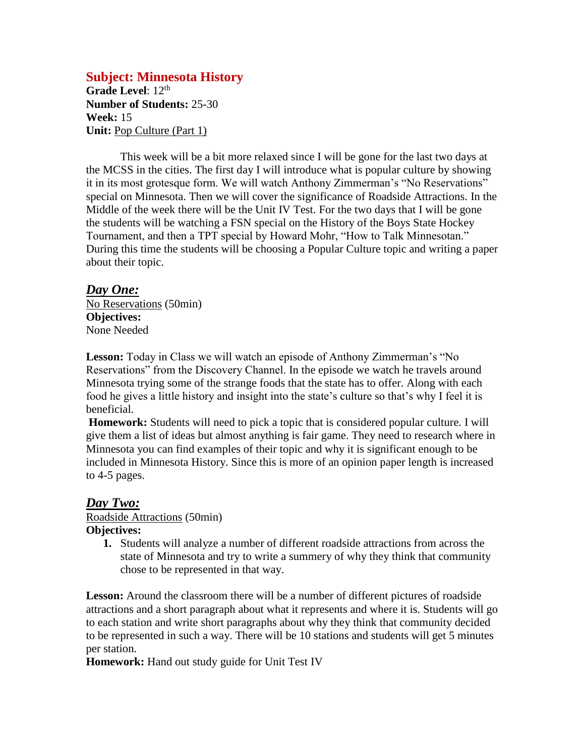## Subject: Minnesota History

**Grade Level**: 12th
**Number of Students:** 25-30
**Week:** 15
**Unit:** Pop Culture (Part 1)

This week will be a bit more relaxed since I will be gone for the last two days at the MCSS in the cities. The first day I will introduce what is popular culture by showing it in its most grotesque form. We will watch Anthony Zimmerman's "No Reservations" special on Minnesota. Then we will cover the significance of Roadside Attractions. In the Middle of the week there will be the Unit IV Test. For the two days that I will be gone the students will be watching a FSN special on the History of the Boys State Hockey Tournament, and then a TPT special by Howard Mohr, "How to Talk Minnesotan." During this time the students will be choosing a Popular Culture topic and writing a paper about their topic.

### *Day One:*

No Reservations (50min)
**Objectives:**
None Needed

**Lesson:** Today in Class we will watch an episode of Anthony Zimmerman's "No Reservations" from the Discovery Channel. In the episode we watch he travels around Minnesota trying some of the strange foods that the state has to offer. Along with each food he gives a little history and insight into the state's culture so that's why I feel it is beneficial.

**Homework:** Students will need to pick a topic that is considered popular culture. I will give them a list of ideas but almost anything is fair game. They need to research where in Minnesota you can find examples of their topic and why it is significant enough to be included in Minnesota History. Since this is more of an opinion paper length is increased to 4-5 pages.

### *Day Two:*

Roadside Attractions (50min)
**Objectives:**

1. Students will analyze a number of different roadside attractions from across the state of Minnesota and try to write a summery of why they think that community chose to be represented in that way.

**Lesson:** Around the classroom there will be a number of different pictures of roadside attractions and a short paragraph about what it represents and where it is. Students will go to each station and write short paragraphs about why they think that community decided to be represented in such a way. There will be 10 stations and students will get 5 minutes per station.

**Homework:** Hand out study guide for Unit Test IV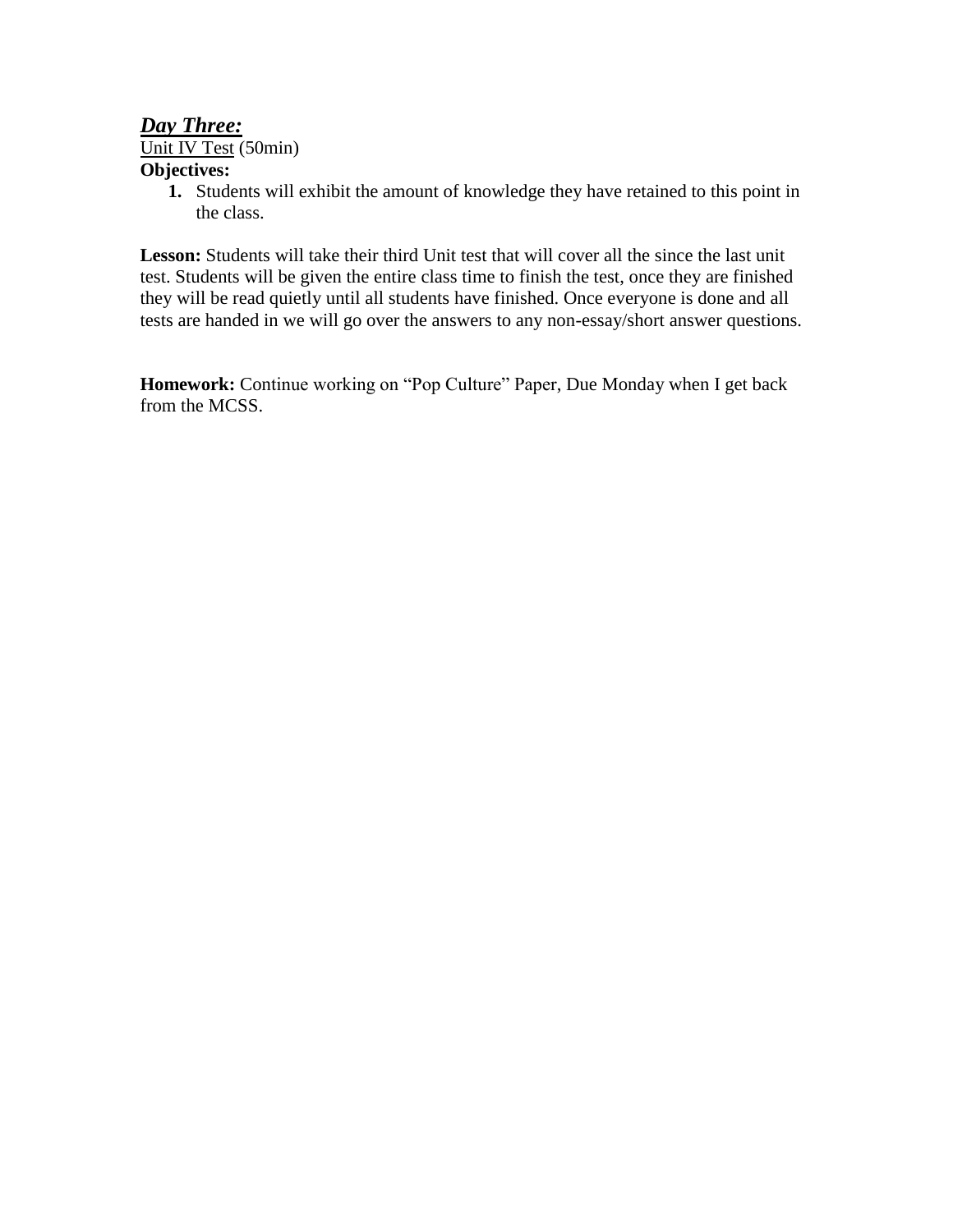***Day Three:***

Unit IV Test (50min)

**Objectives:**

1. Students will exhibit the amount of knowledge they have retained to this point in the class.

**Lesson:** Students will take their third Unit test that will cover all the since the last unit test. Students will be given the entire class time to finish the test, once they are finished they will be read quietly until all students have finished. Once everyone is done and all tests are handed in we will go over the answers to any non-essay/short answer questions.

**Homework:** Continue working on "Pop Culture" Paper, Due Monday when I get back from the MCSS.